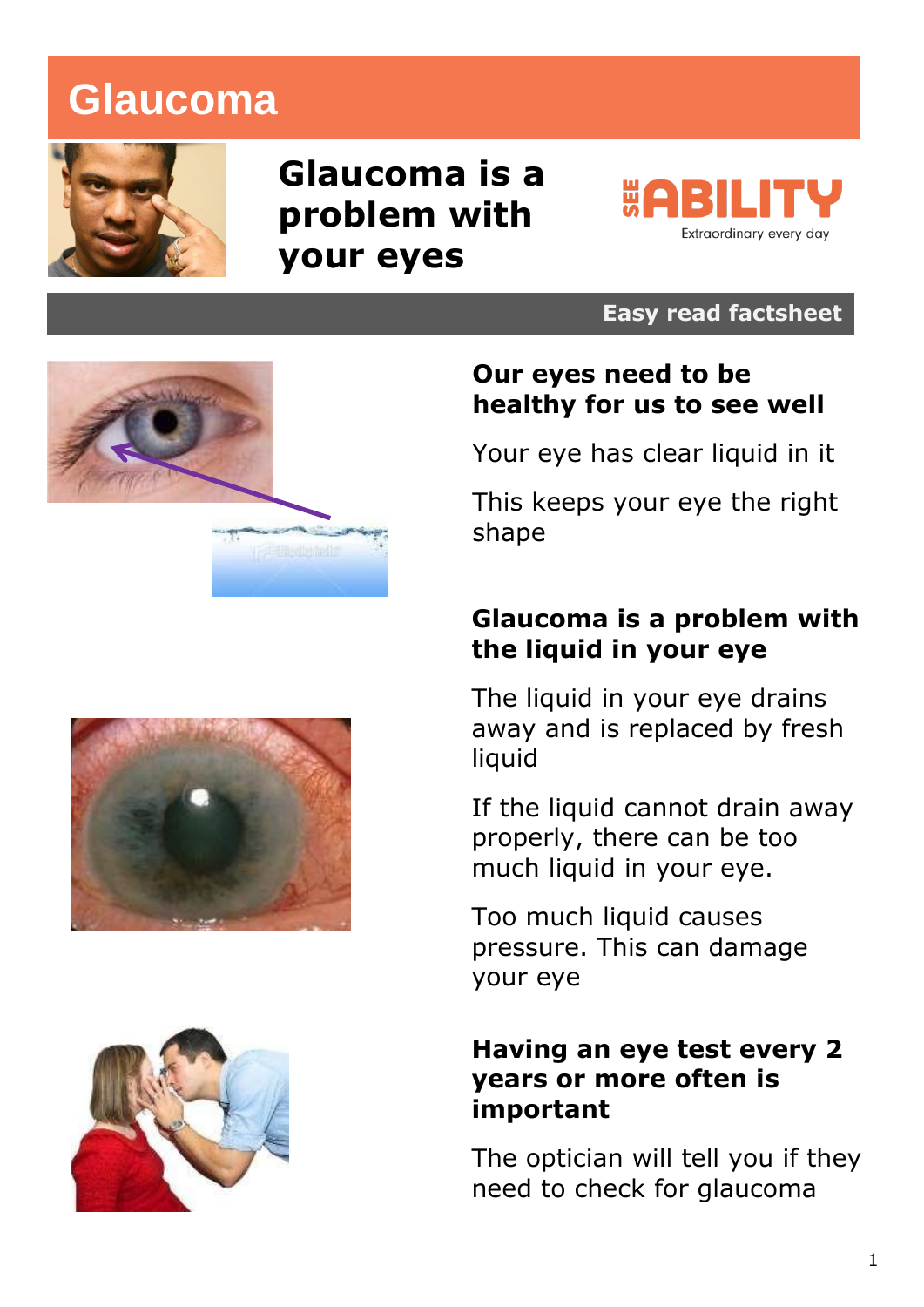# Glaucoma

## Glaucoma is a problem with your eyes

SEE ABILITY
Extraordinary every day

Easy read factsheet

**Our eyes need to be healthy for us to see well**

Your eye has clear liquid in it

This keeps your eye the right shape

**Glaucoma is a problem with the liquid in your eye**

The liquid in your eye drains away and is replaced by fresh liquid

If the liquid cannot drain away properly, there can be too much liquid in your eye.

Too much liquid causes pressure. This can damage your eye

**Having an eye test every 2 years or more often is important**

The optician will tell you if they need to check for glaucoma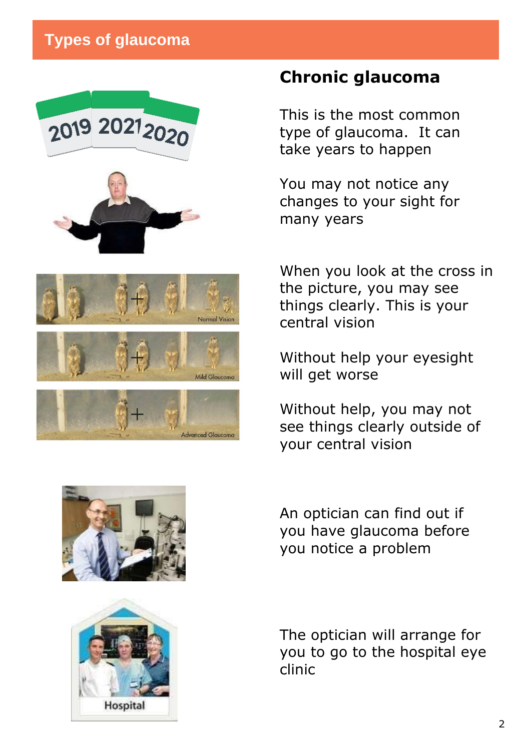## Types of glaucoma

### Chronic glaucoma

This is the most common type of glaucoma. It can take years to happen

You may not notice any changes to your sight for many years

When you look at the cross in the picture, you may see things clearly. This is your central vision

Without help your eyesight will get worse

Without help, you may not see things clearly outside of your central vision

An optician can find out if you have glaucoma before you notice a problem

The optician will arrange for you to go to the hospital eye clinic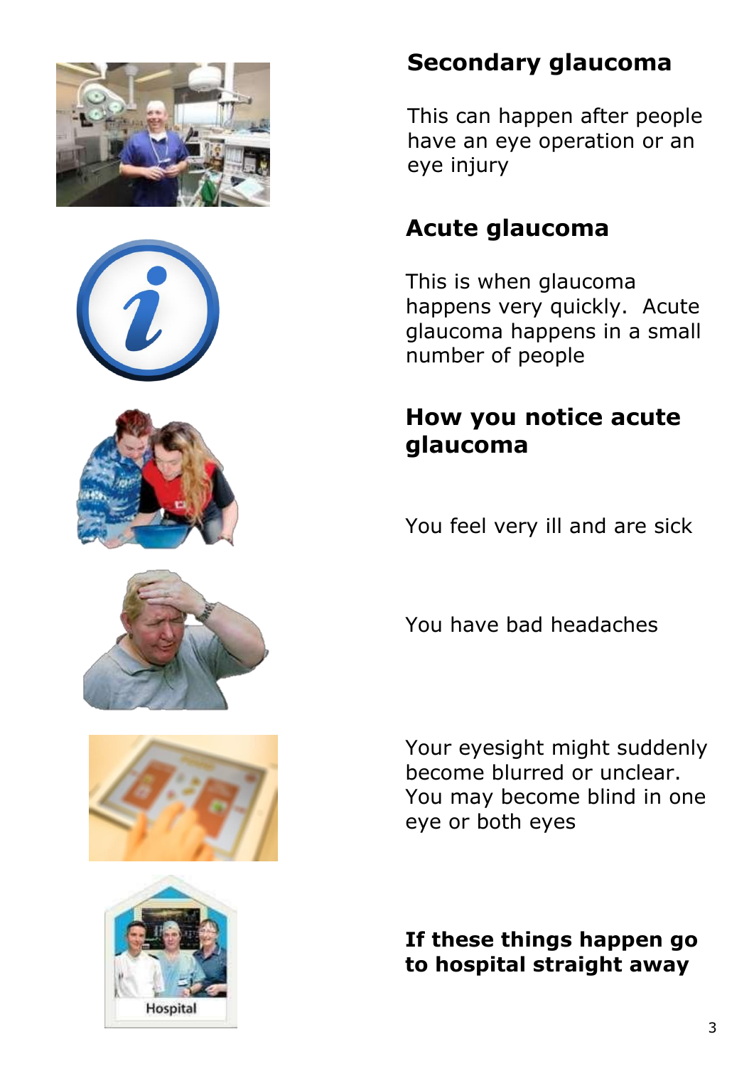## Secondary glaucoma

This can happen after people have an eye operation or an eye injury

## Acute glaucoma

This is when glaucoma happens very quickly. Acute glaucoma happens in a small number of people

## How you notice acute glaucoma

You feel very ill and are sick

You have bad headaches

Your eyesight might suddenly become blurred or unclear. You may become blind in one eye or both eyes

**If these things happen go to hospital straight away**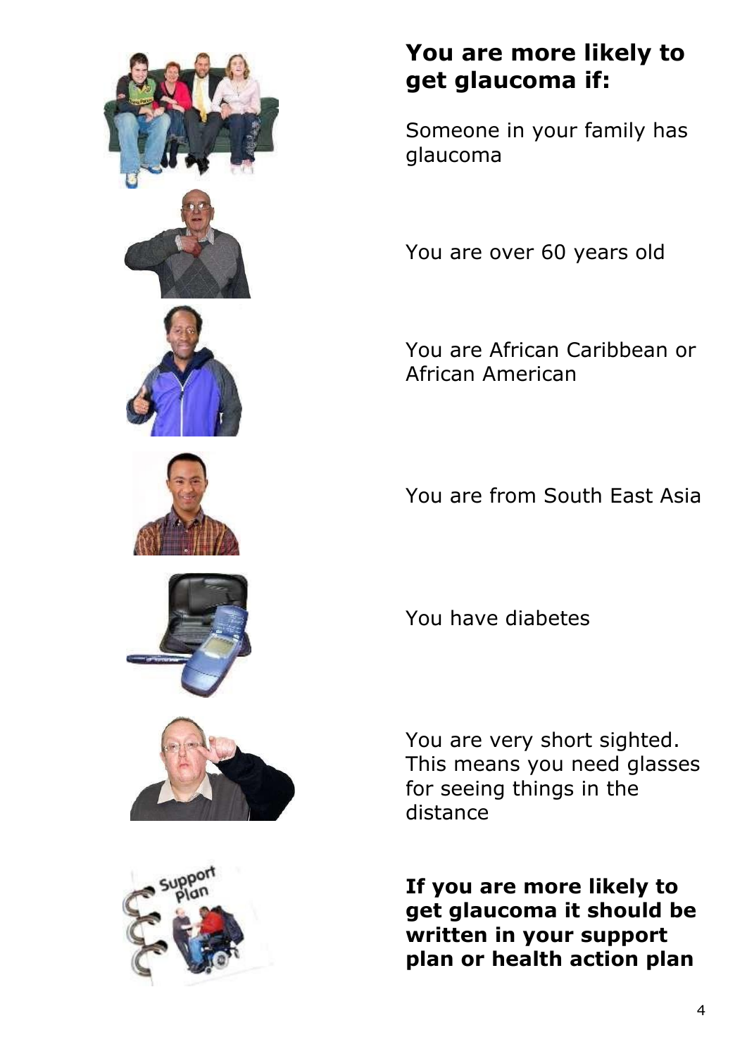**You are more likely to get glaucoma if:**

Someone in your family has glaucoma

You are over 60 years old

You are African Caribbean or African American

You are from South East Asia

You have diabetes

You are very short sighted. This means you need glasses for seeing things in the distance

**If you are more likely to get glaucoma it should be written in your support plan or health action plan**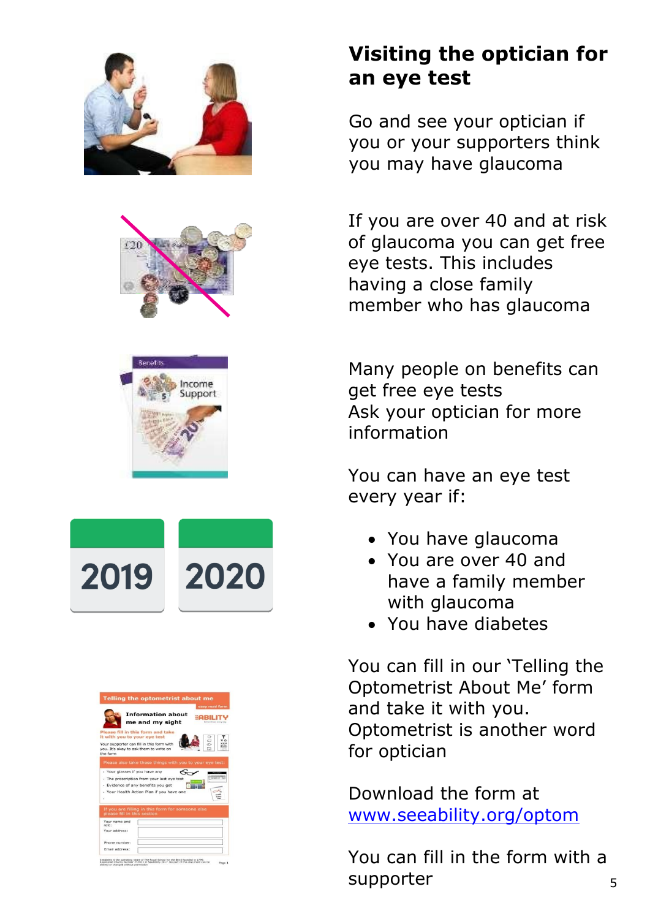## Visiting the optician for an eye test

Go and see your optician if you or your supporters think you may have glaucoma

If you are over 40 and at risk of glaucoma you can get free eye tests. This includes having a close family member who has glaucoma

Many people on benefits can get free eye tests
Ask your optician for more information

You can have an eye test every year if:

- You have glaucoma
- You are over 40 and have a family member with glaucoma
- You have diabetes

You can fill in our 'Telling the Optometrist About Me' form and take it with you.
Optometrist is another word for optician

Download the form at [www.seeability.org/optom](http://www.seeability.org/optom)

You can fill in the form with a supporter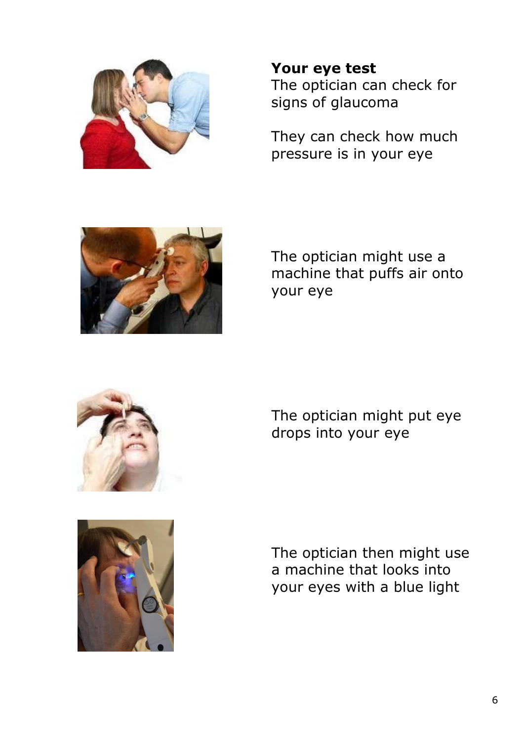**Your eye test**

The optician can check for signs of glaucoma

They can check how much pressure is in your eye

The optician might use a machine that puffs air onto your eye

The optician might put eye drops into your eye

The optician then might use a machine that looks into your eyes with a blue light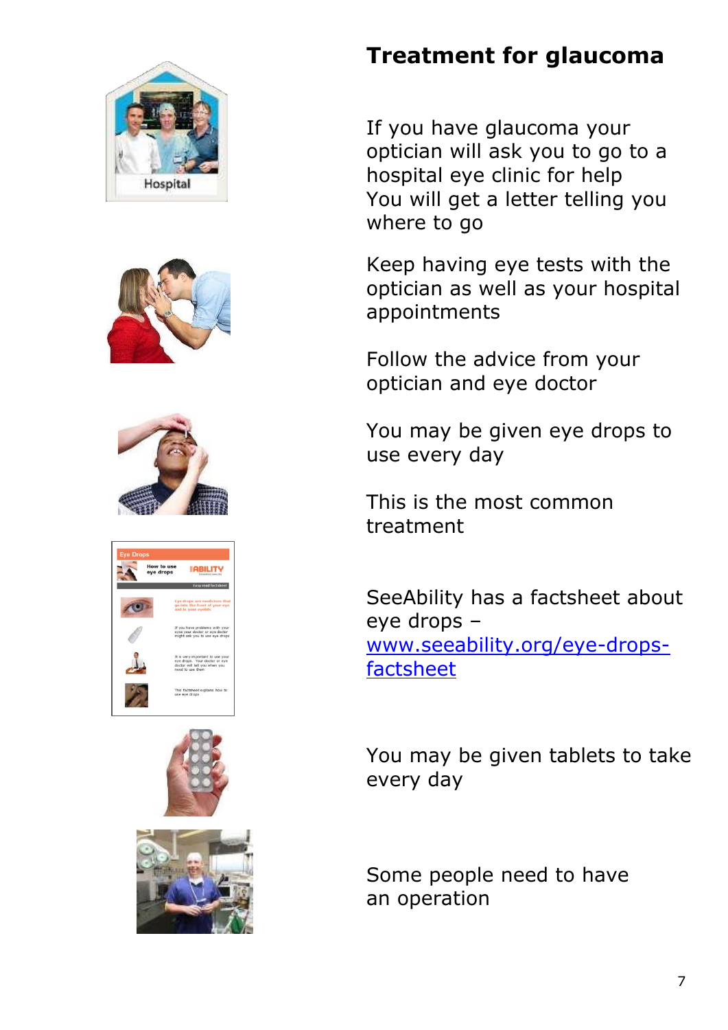# Treatment for glaucoma

If you have glaucoma your optician will ask you to go to a hospital eye clinic for help
You will get a letter telling you where to go

Keep having eye tests with the optician as well as your hospital appointments

Follow the advice from your optician and eye doctor

You may be given eye drops to use every day

This is the most common treatment

SeeAbility has a factsheet about eye drops – [www.seeability.org/eye-drops-factsheet](http://www.seeability.org/eye-drops-factsheet)

You may be given tablets to take every day

Some people need to have an operation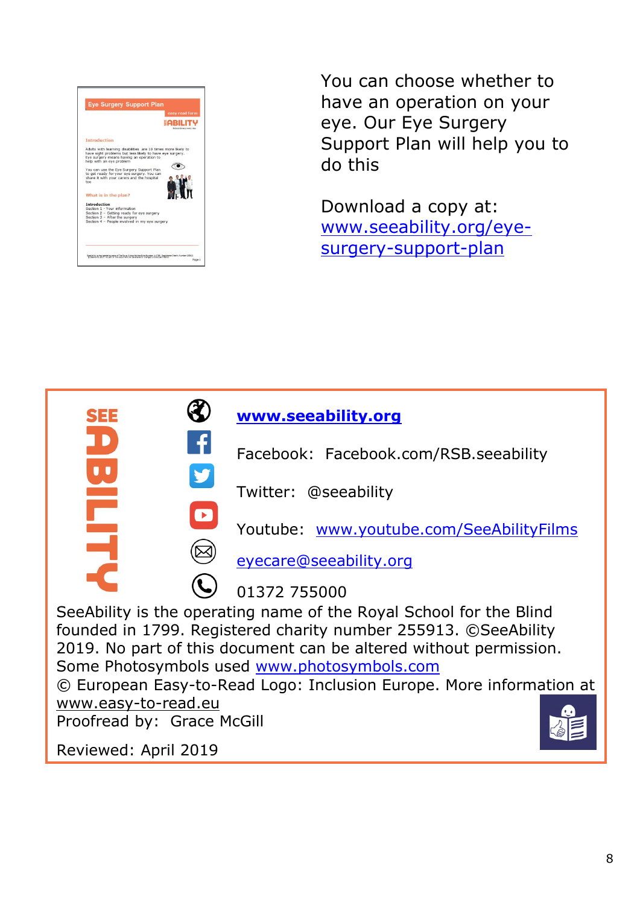You can choose whether to have an operation on your eye. Our Eye Surgery Support Plan will help you to do this

Download a copy at: www.seeability.org/eye-surgery-support-plan

**www.seeability.org**

Facebook: Facebook.com/RSB.seeability

Twitter: @seeability

Youtube: www.youtube.com/SeeAbilityFilms

eyecare@seeability.org

01372 755000

SeeAbility is the operating name of the Royal School for the Blind founded in 1799. Registered charity number 255913. ©SeeAbility 2019. No part of this document can be altered without permission. Some Photosymbols used www.photosymbols.com

© European Easy-to-Read Logo: Inclusion Europe. More information at www.easy-to-read.eu

Proofread by: Grace McGill

Reviewed: April 2019